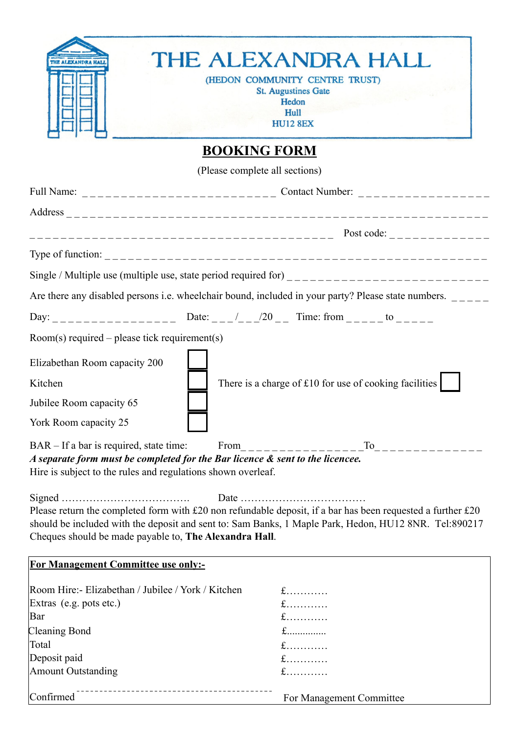# THE ALEXANDRA HALL

(HEDON COMMUNITY CENTRE TRUST)
St. Augustines Gate
Hedon
Hull
HU12 8EX

## BOOKING FORM

(Please complete all sections)

Full Name: _ _ _ _ _ _ _ _ _ _ _ _ _ _ _ _ _ _ _ _ _ _ _ _ _ _ Contact Number: _ _ _ _ _ _ _ _ _ _ _ _ _ _ _ _ _ _

Address _ _ _ _ _ _ _ _ _ _ _ _ _ _ _ _ _ _ _ _ _ _ _ _ _ _ _ _ _ _ _ _ _ _ _ _ _ _ _ _ _ _ _ _ _ _ _ _ _ _ _ _ _ _ _ _ _ _

_ _ _ _ _ _ _ _ _ _ _ _ _ _ _ _ _ _ _ _ _ _ _ _ _ _ _ _ _ _ _ _ _ _ _ _ _ _ _ _ _ Post code: _ _ _ _ _ _ _ _ _ _ _ _ _ _

Type of function: _ _ _ _ _ _ _ _ _ _ _ _ _ _ _ _ _ _ _ _ _ _ _ _ _ _ _ _ _ _ _ _ _ _ _ _ _ _ _ _ _ _ _ _ _ _ _ _ _ _ _ _

Single / Multiple use (multiple use, state period required for) _ _ _ _ _ _ _ _ _ _ _ _ _ _ _ _ _ _ _ _ _ _ _ _ _ _ _ _

Are there any disabled persons i.e. wheelchair bound, included in your party? Please state numbers. _ _ _ _ _

Day: _ _ _ _ _ _ _ _ _ _ _ _ _ _ _ _ _ Date: _ _ _/_ _ _/20 _ _ Time: from _ _ _ _ _ to _ _ _ _ _

Room(s) required – please tick requirement(s)

Elizabethan Room capacity 200 ☐

Kitchen ☐ There is a charge of £10 for use of cooking facilities ☐

Jubilee Room capacity 65 ☐

York Room capacity 25 ☐

BAR – If a bar is required, state time: From_ _ _ _ _ _ _ _ _ _ _ _ _ _ _ _ _To_ _ _ _ _ _ _ _ _ _ _ _ _ _

***A separate form must be completed for the Bar licence & sent to the licencee.***

Hire is subject to the rules and regulations shown overleaf.

Signed ………………………………. Date ………………………………

Please return the completed form with £20 non refundable deposit, if a bar has been requested a further £20 should be included with the deposit and sent to: Sam Banks, 1 Maple Park, Hedon, HU12 8NR. Tel:890217

Cheques should be made payable to, **The Alexandra Hall**.

**For Management Committee use only:-**

| | |
|---|---|
| Room Hire:- Elizabethan / Jubilee / York / Kitchen | £………… |
| Extras (e.g. pots etc.) | £………… |
| Bar | £………… |
| Cleaning Bond | £............... |
| Total | £………… |
| Deposit paid | £………… |
| Amount Outstanding | £………… |

Confirmed ------------------------------------------ For Management Committee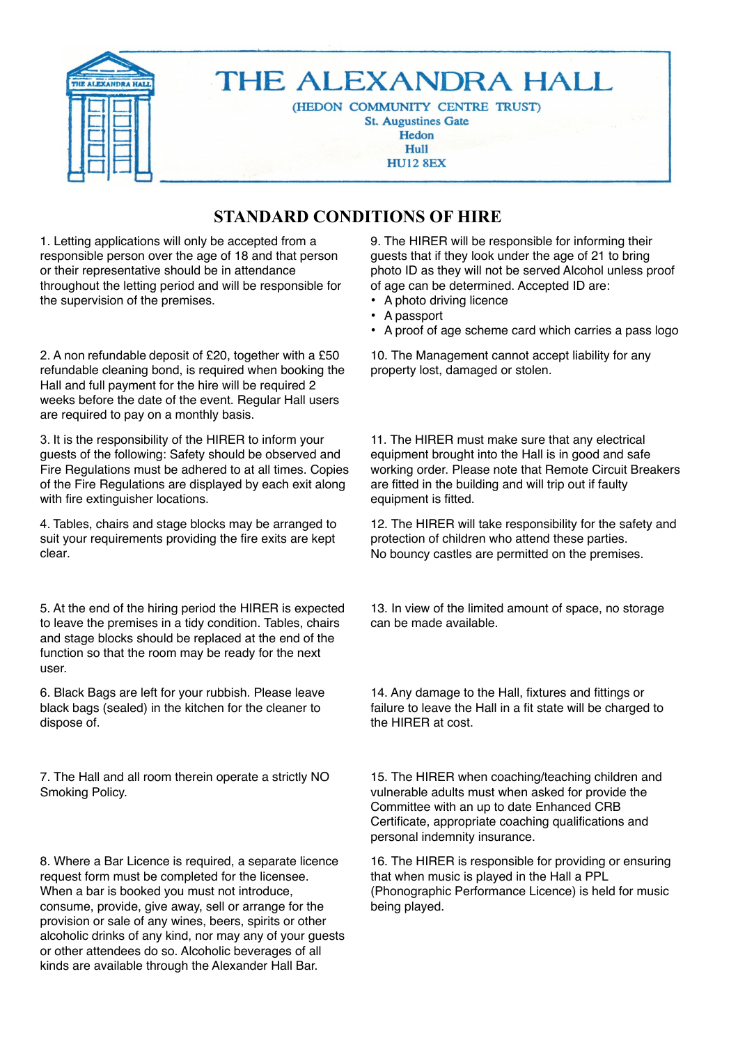# THE ALEXANDRA HALL

(HEDON COMMUNITY CENTRE TRUST)
St. Augustines Gate
Hedon
Hull
HU12 8EX

## STANDARD CONDITIONS OF HIRE

1. Letting applications will only be accepted from a responsible person over the age of 18 and that person or their representative should be in attendance throughout the letting period and will be responsible for the supervision of the premises.

2. A non refundable deposit of £20, together with a £50 refundable cleaning bond, is required when booking the Hall and full payment for the hire will be required 2 weeks before the date of the event. Regular Hall users are required to pay on a monthly basis.

3. It is the responsibility of the HIRER to inform your guests of the following: Safety should be observed and Fire Regulations must be adhered to at all times. Copies of the Fire Regulations are displayed by each exit along with fire extinguisher locations.

4. Tables, chairs and stage blocks may be arranged to suit your requirements providing the fire exits are kept clear.

5. At the end of the hiring period the HIRER is expected to leave the premises in a tidy condition. Tables, chairs and stage blocks should be replaced at the end of the function so that the room may be ready for the next user.

6. Black Bags are left for your rubbish. Please leave black bags (sealed) in the kitchen for the cleaner to dispose of.

7. The Hall and all room therein operate a strictly NO Smoking Policy.

8. Where a Bar Licence is required, a separate licence request form must be completed for the licensee. When a bar is booked you must not introduce, consume, provide, give away, sell or arrange for the provision or sale of any wines, beers, spirits or other alcoholic drinks of any kind, nor may any of your guests or other attendees do so. Alcoholic beverages of all kinds are available through the Alexander Hall Bar.

9. The HIRER will be responsible for informing their guests that if they look under the age of 21 to bring photo ID as they will not be served Alcohol unless proof of age can be determined. Accepted ID are:

- A photo driving licence
- A passport
- A proof of age scheme card which carries a pass logo

10. The Management cannot accept liability for any property lost, damaged or stolen.

11. The HIRER must make sure that any electrical equipment brought into the Hall is in good and safe working order. Please note that Remote Circuit Breakers are fitted in the building and will trip out if faulty equipment is fitted.

12. The HIRER will take responsibility for the safety and protection of children who attend these parties.
No bouncy castles are permitted on the premises.

13. In view of the limited amount of space, no storage can be made available.

14. Any damage to the Hall, fixtures and fittings or failure to leave the Hall in a fit state will be charged to the HIRER at cost.

15. The HIRER when coaching/teaching children and vulnerable adults must when asked for provide the Committee with an up to date Enhanced CRB Certificate, appropriate coaching qualifications and personal indemnity insurance.

16. The HIRER is responsible for providing or ensuring that when music is played in the Hall a PPL (Phonographic Performance Licence) is held for music being played.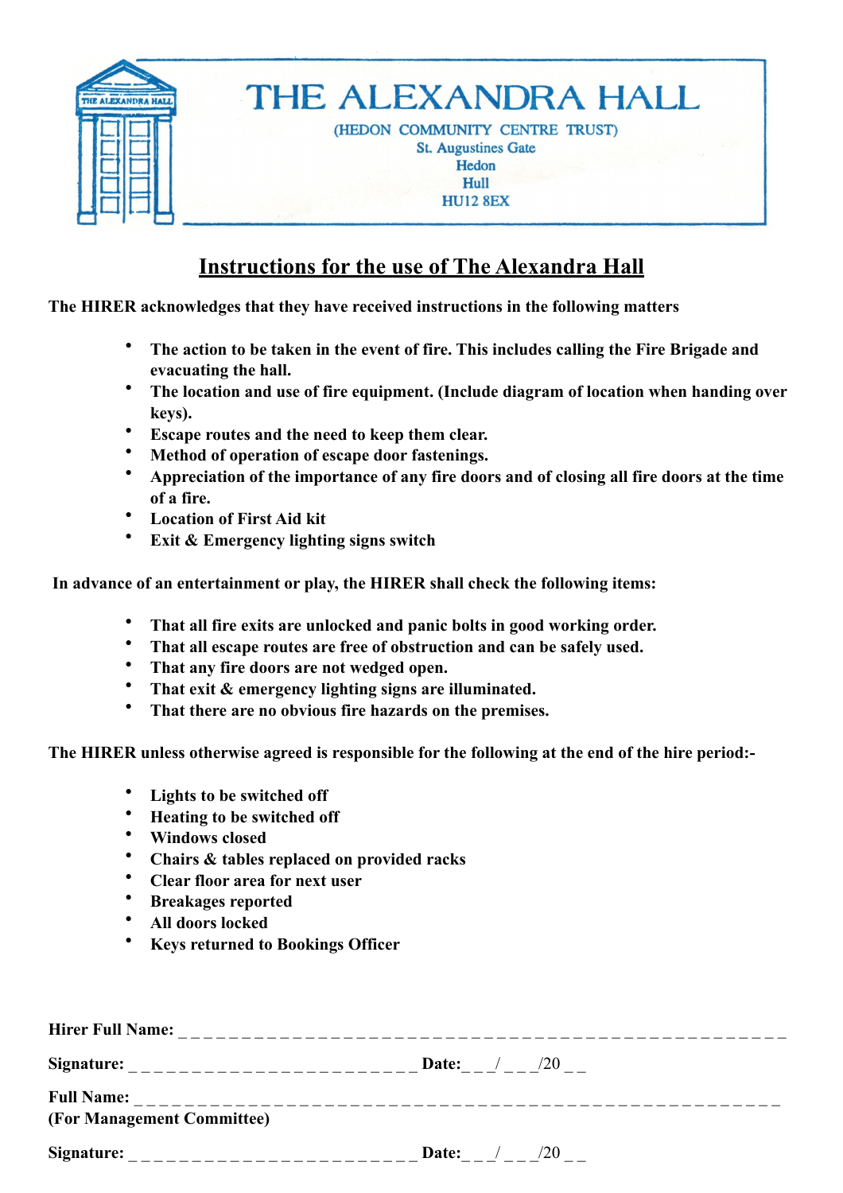# THE ALEXANDRA HALL

(HEDON COMMUNITY CENTRE TRUST)
St. Augustines Gate
Hedon
Hull
HU12 8EX

## Instructions for the use of The Alexandra Hall

**The HIRER acknowledges that they have received instructions in the following matters**

- **The action to be taken in the event of fire. This includes calling the Fire Brigade and evacuating the hall.**
- **The location and use of fire equipment. (Include diagram of location when handing over keys).**
- **Escape routes and the need to keep them clear.**
- **Method of operation of escape door fastenings.**
- **Appreciation of the importance of any fire doors and of closing all fire doors at the time of a fire.**
- **Location of First Aid kit**
- **Exit & Emergency lighting signs switch**

**In advance of an entertainment or play, the HIRER shall check the following items:**

- **That all fire exits are unlocked and panic bolts in good working order.**
- **That all escape routes are free of obstruction and can be safely used.**
- **That any fire doors are not wedged open.**
- **That exit & emergency lighting signs are illuminated.**
- **That there are no obvious fire hazards on the premises.**

**The HIRER unless otherwise agreed is responsible for the following at the end of the hire period:-**

- **Lights to be switched off**
- **Heating to be switched off**
- **Windows closed**
- **Chairs & tables replaced on provided racks**
- **Clear floor area for next user**
- **Breakages reported**
- **All doors locked**
- **Keys returned to Bookings Officer**

**Hirer Full Name:** _ _ _ _ _ _ _ _ _ _ _ _ _ _ _ _ _ _ _ _ _ _ _ _ _ _ _ _ _ _ _ _ _ _ _ _ _ _ _ _ _ _ _ _ _ _ _ _ _ _ _ _ _ _ _

**Signature:** _ _ _ _ _ _ _ _ _ _ _ _ _ _ _ _ _ _ _ _ _ _ _ _ **Date:**_ _ /_ _ _/20 _ _

**Full Name:** _ _ _ _ _ _ _ _ _ _ _ _ _ _ _ _ _ _ _ _ _ _ _ _ _ _ _ _ _ _ _ _ _ _ _ _ _ _ _ _ _ _ _ _ _ _ _ _ _ _ _ _ _ _ _ _ _ _
**(For Management Committee)**

**Signature:** _ _ _ _ _ _ _ _ _ _ _ _ _ _ _ _ _ _ _ _ _ _ _ _ **Date:**_ _ /_ _ _/20 _ _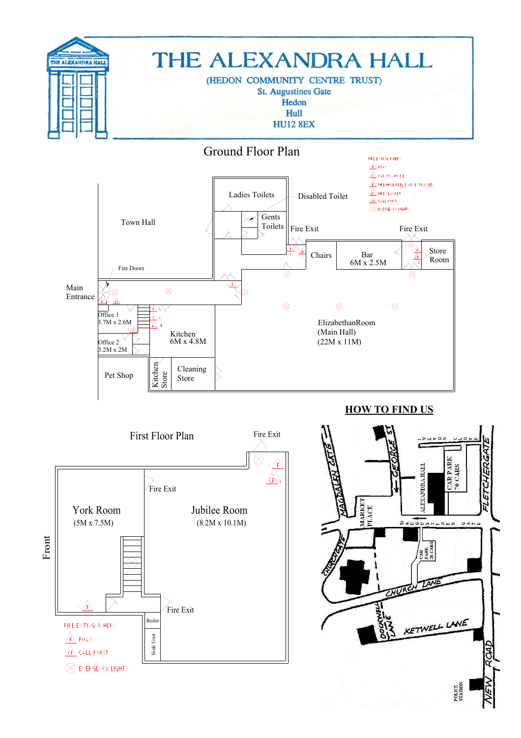# THE ALEXANDRA HALL

(HEDON COMMUNITY CENTRE TRUST)
St. Augustines Gate
Hedon
Hull
HU12 8EX

## Ground Floor Plan

FIRE EXTINGUISHERS
F FOAM
C CARBON DIOXIDE
FIRE HOSE REEL MAIN ENTRANCE
FIRE BLANKET
CP CALL POINT
EMERGENCY LIGHTS

Town Hall

Ladies Toilets

Disabled Toilet

Gents Toilets

Fire Exit

Fire Exit

Chairs

Bar
6M x 2.5M

Store Room

Fire Doors

Main Entrance

Office 1
3.7M x 2.6M

Office 2
3.2M x 2M

Kitchen
6M x 4.8M

ElizabethanRoom
(Main Hall)
(22M x 11M)

Pet Shop

Kitchen Store

Cleaning Store

## First Floor Plan

Fire Exit

Front

York Room
(5M x 7.5M)

Fire Exit

Jubilee Room
(8.2M x 10.1M)

Fire Exit

Boiler

Sink Unit

FIRE EXTINGUISHERS
F FOAM
CP CALL POINT
EMERGENCY LIGHTS

## HOW TO FIND US

MAGDALEN GATE
GEORGE ST
LIVESON CLOSE
ALEXANDRA HALL
CAR PARK 70 CARS
FLETCHERGATE
MARKET PLACE
ST AUGUSTINES GATE
CHURCHGATE
CAR PARK 20 CARS
CHURCH LANE
DOCKWELL LANE
KETWELL LANE
NEW ROAD
POLICE STATION